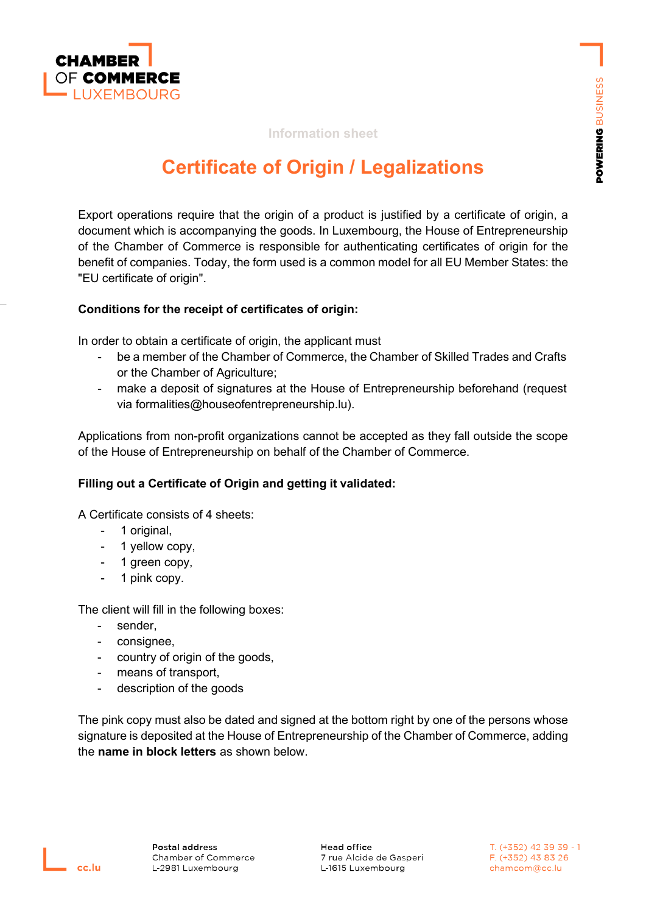Information sheet

# Certificate of Origin / Legalizations

Export operations require that the origin of a product is justified by a certificate of origin, a document which is accompanying the goods. In Luxembourg, the House of Entrepreneurship of the Chamber of Commerce is responsible for authenticating certificates of origin for the benefit of companies. Today, the form used is a common model for all EU Member States: the "EU certificate of origin".

**Conditions for the receipt of certificates of origin:**

In order to obtain a certificate of origin, the applicant must

- be a member of the Chamber of Commerce, the Chamber of Skilled Trades and Crafts or the Chamber of Agriculture;
- make a deposit of signatures at the House of Entrepreneurship beforehand (request via formalities@houseofentrepreneurship.lu).

Applications from non-profit organizations cannot be accepted as they fall outside the scope of the House of Entrepreneurship on behalf of the Chamber of Commerce.

**Filling out a Certificate of Origin and getting it validated:**

A Certificate consists of 4 sheets:

- 1 original,
- 1 yellow copy,
- 1 green copy,
- 1 pink copy.

The client will fill in the following boxes:

- sender,
- consignee,
- country of origin of the goods,
- means of transport,
- description of the goods

The pink copy must also be dated and signed at the bottom right by one of the persons whose signature is deposited at the House of Entrepreneurship of the Chamber of Commerce, adding the **name in block letters** as shown below.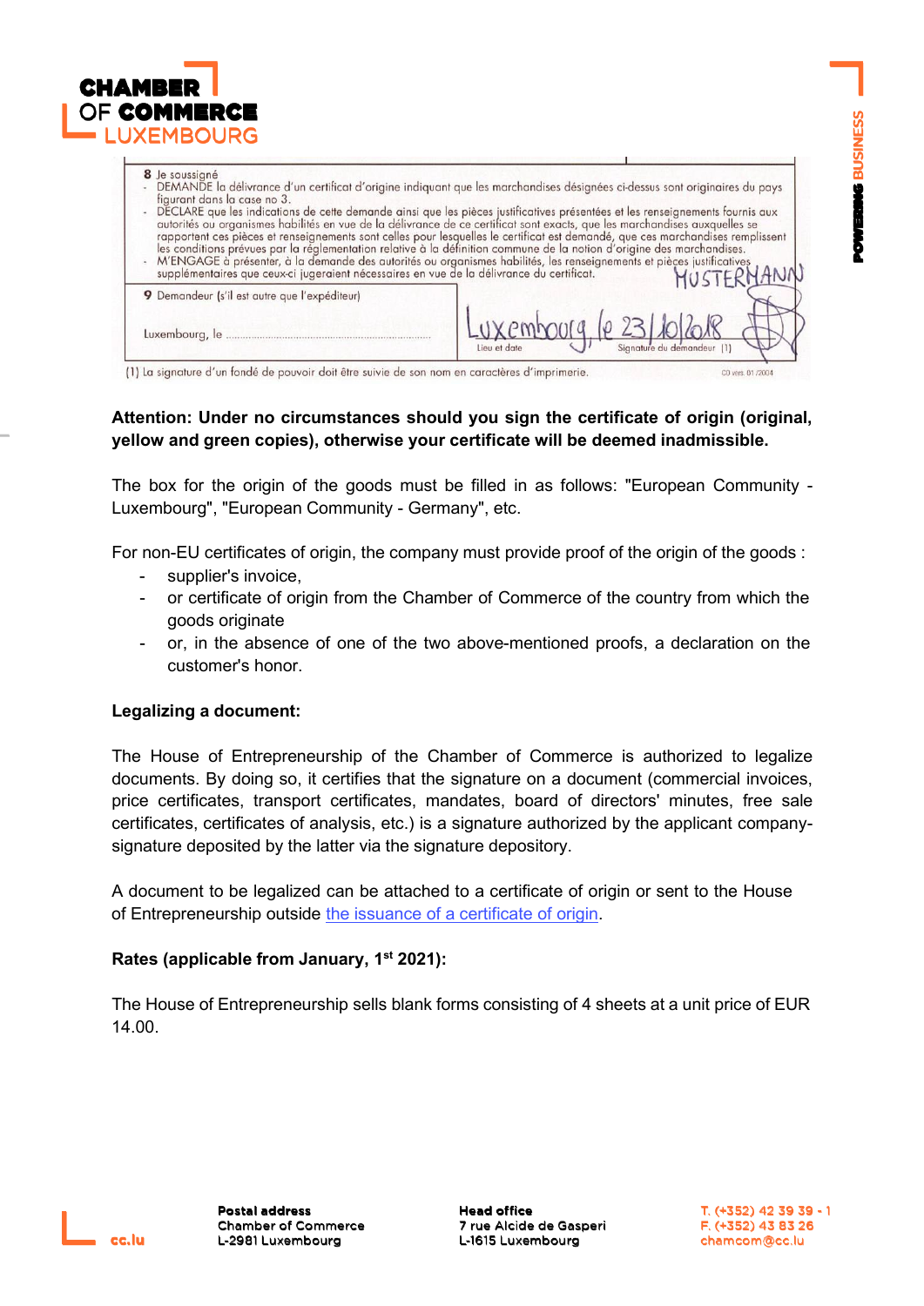8 Je soussigné
- DEMANDE la délivrance d'un certificat d'origine indiquant que les marchandises désignées ci-dessus sont originaires du pays figurant dans la case no 3.
- DÉCLARE que les indications de cette demande ainsi que les pièces justificatives présentées et les renseignements fournis aux autorités ou organismes habilités en vue de la délivrance de ce certificat sont exacts, que les marchandises auxquelles se rapportent ces pièces et renseignements sont celles pour lesquelles le certificat est demandé, que ces marchandises remplissent les conditions prévues par la réglementation relative à la définition commune de la notion d'origine des marchandises.
- M'ENGAGE à présenter, à la demande des autorités ou organismes habilités, les renseignements et pièces justificatives supplémentaires que ceux-ci jugeraient nécessaires en vue de la délivrance du certificat.

MUSTERMANN

| 9 Demandeur (s'il est autre que l'expéditeur) | |
|---|---|
| Luxembourg, le ............ | Luxembourg, le 23/10/2018 |
| | Lieu et date — Signature du demandeur (1) |

(1) La signature d'un fondé de pouvoir doit être suivie de son nom en caractères d'imprimerie.

CO vers. 01 /2004

**Attention: Under no circumstances should you sign the certificate of origin (original, yellow and green copies), otherwise your certificate will be deemed inadmissible.**

The box for the origin of the goods must be filled in as follows: "European Community - Luxembourg", "European Community - Germany", etc.

For non-EU certificates of origin, the company must provide proof of the origin of the goods :

- supplier's invoice,
- or certificate of origin from the Chamber of Commerce of the country from which the goods originate
- or, in the absence of one of the two above-mentioned proofs, a declaration on the customer's honor.

**Legalizing a document:**

The House of Entrepreneurship of the Chamber of Commerce is authorized to legalize documents. By doing so, it certifies that the signature on a document (commercial invoices, price certificates, transport certificates, mandates, board of directors' minutes, free sale certificates, certificates of analysis, etc.) is a signature authorized by the applicant company-signature deposited by the latter via the signature depository.

A document to be legalized can be attached to a certificate of origin or sent to the House of Entrepreneurship outside the issuance of a certificate of origin.

**Rates (applicable from January, 1st 2021):**

The House of Entrepreneurship sells blank forms consisting of 4 sheets at a unit price of EUR 14.00.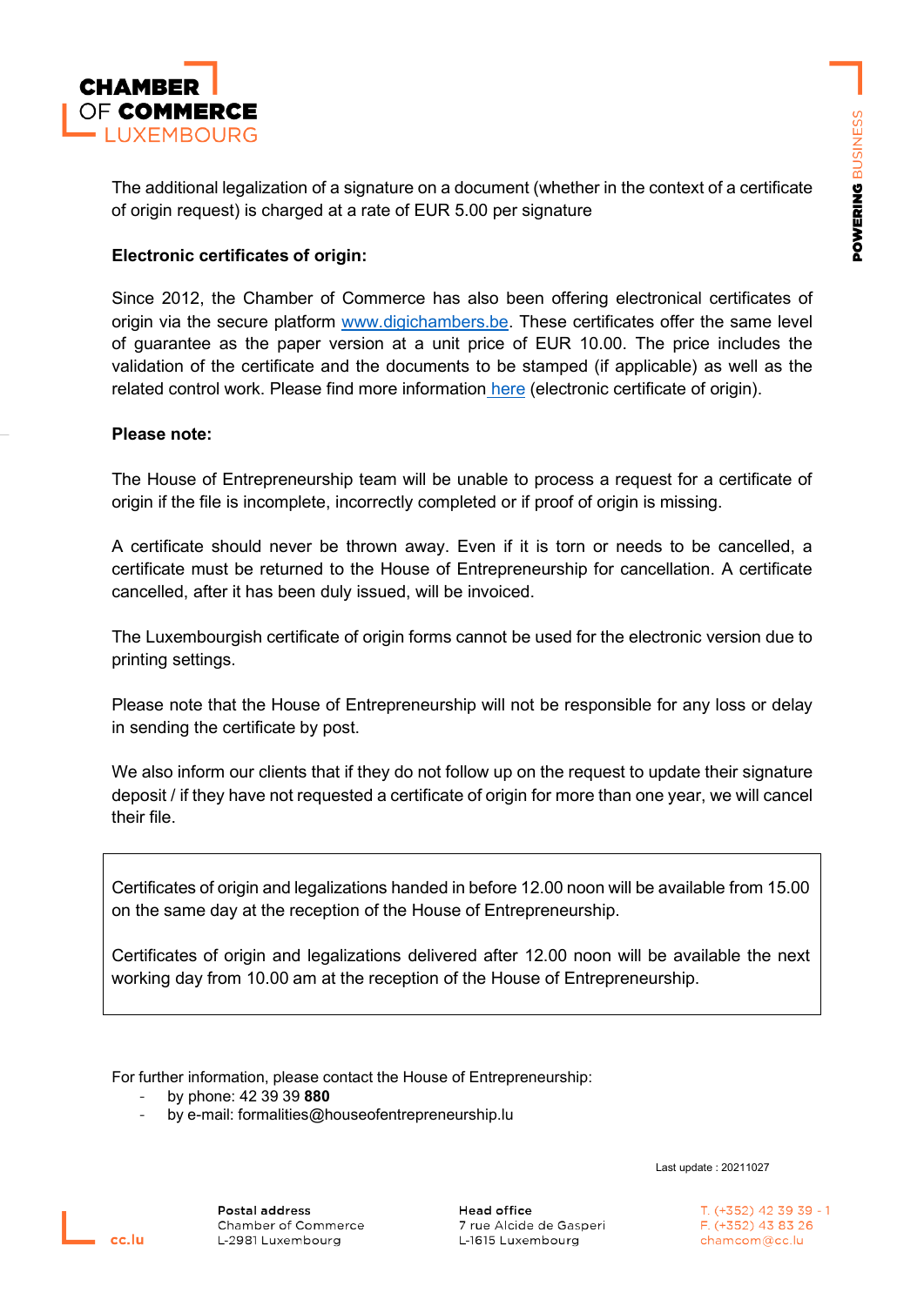The additional legalization of a signature on a document (whether in the context of a certificate of origin request) is charged at a rate of EUR 5.00 per signature

**Electronic certificates of origin:**

Since 2012, the Chamber of Commerce has also been offering electronical certificates of origin via the secure platform [www.digichambers.be](www.digichambers.be). These certificates offer the same level of guarantee as the paper version at a unit price of EUR 10.00. The price includes the validation of the certificate and the documents to be stamped (if applicable) as well as the related control work. Please find more information here (electronic certificate of origin).

**Please note:**

The House of Entrepreneurship team will be unable to process a request for a certificate of origin if the file is incomplete, incorrectly completed or if proof of origin is missing.

A certificate should never be thrown away. Even if it is torn or needs to be cancelled, a certificate must be returned to the House of Entrepreneurship for cancellation. A certificate cancelled, after it has been duly issued, will be invoiced.

The Luxembourgish certificate of origin forms cannot be used for the electronic version due to printing settings.

Please note that the House of Entrepreneurship will not be responsible for any loss or delay in sending the certificate by post.

We also inform our clients that if they do not follow up on the request to update their signature deposit / if they have not requested a certificate of origin for more than one year, we will cancel their file.

Certificates of origin and legalizations handed in before 12.00 noon will be available from 15.00 on the same day at the reception of the House of Entrepreneurship.

Certificates of origin and legalizations delivered after 12.00 noon will be available the next working day from 10.00 am at the reception of the House of Entrepreneurship.

For further information, please contact the House of Entrepreneurship:

- by phone: 42 39 39 **880**
- by e-mail: formalities@houseofentrepreneurship.lu

Last update : 20211027